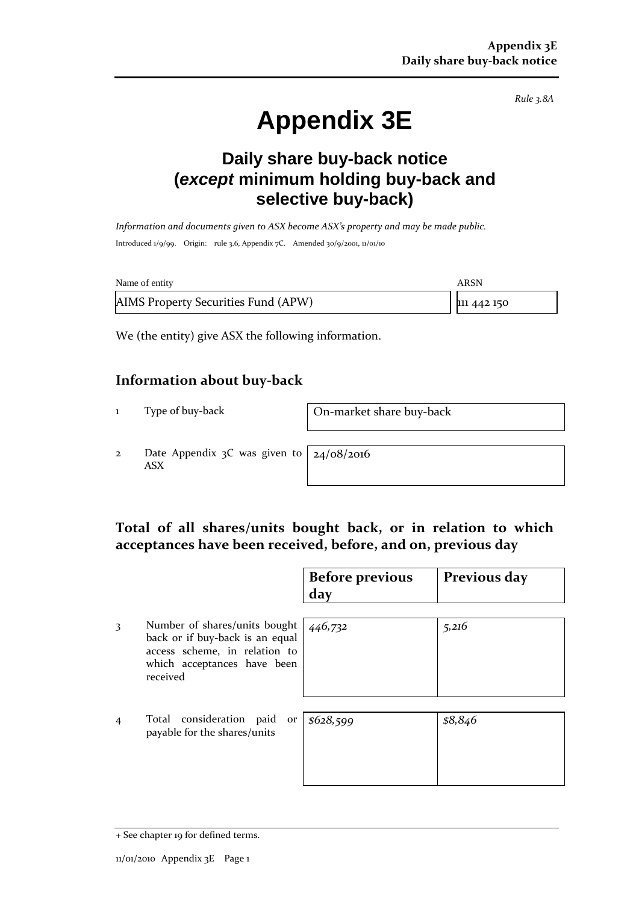*Rule 3.8A*

# Appendix 3E

## Daily share buy-back notice (*except* minimum holding buy-back and selective buy-back)

*Information and documents given to ASX become ASX's property and may be made public.*

Introduced 1/9/99. Origin: rule 3.6, Appendix 7C. Amended 30/9/2001, 11/01/10

| Name of entity | ARSN |
|---|---|
| AIMS Property Securities Fund (APW) | 111 442 150 |

We (the entity) give ASX the following information.

## Information about buy-back

| | | |
|---|---|---|
| 1 | Type of buy-back | On-market share buy-back |
| 2 | Date Appendix 3C was given to ASX | 24/08/2016 |

## Total of all shares/units bought back, or in relation to which acceptances have been received, before, and on, previous day

| | | Before previous day | Previous day |
|---|---|---|---|
| 3 | Number of shares/units bought back or if buy-back is an equal access scheme, in relation to which acceptances have been received | *446,732* | *5,216* |
| 4 | Total consideration paid or payable for the shares/units | *$628,599* | *$8,846* |

+ See chapter 19 for defined terms.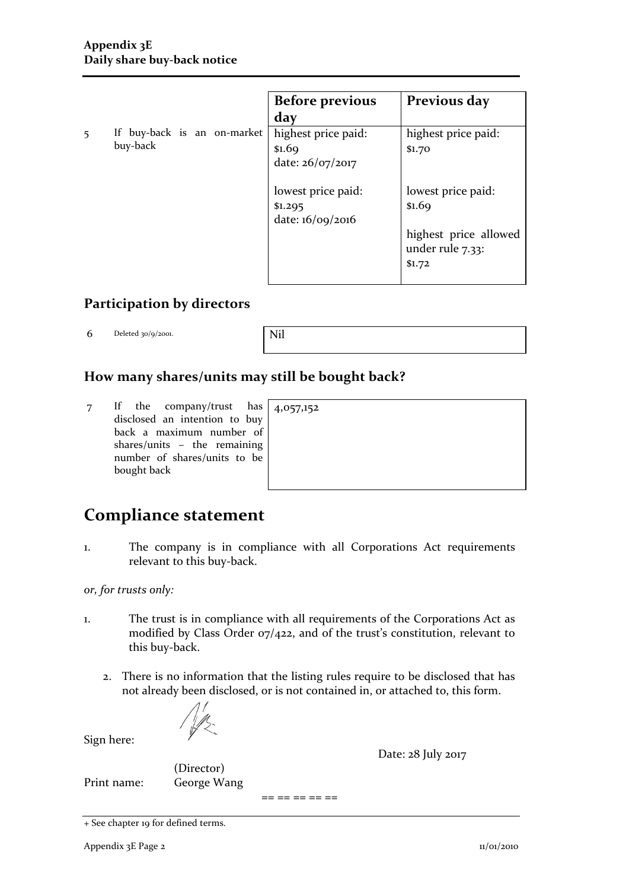**Appendix 3E**
**Daily share buy-back notice**

| | | Before previous day | Previous day |
|---|---|---|---|
| 5 | If buy-back is an on-market buy-back | highest price paid: $1.69 date: 26/07/2017 | highest price paid: $1.70 |
| | | lowest price paid: $1.295 date: 16/09/2016 | lowest price paid: $1.69 |
| | | | highest price allowed under rule 7.33: $1.72 |

## Participation by directors

| | | |
|---|---|---|
| 6 | Deleted 30/9/2001. | Nil |

## How many shares/units may still be bought back?

| | | |
|---|---|---|
| 7 | If the company/trust has disclosed an intention to buy back a maximum number of shares/units – the remaining number of shares/units to be bought back | 4,057,152 |

# Compliance statement

1. The company is in compliance with all Corporations Act requirements relevant to this buy-back.

*or, for trusts only:*

1. The trust is in compliance with all requirements of the Corporations Act as modified by Class Order 07/422, and of the trust's constitution, relevant to this buy-back.

2. There is no information that the listing rules require to be disclosed that has not already been disclosed, or is not contained in, or attached to, this form.

Sign here: (Director)

Date: 28 July 2017

Print name: George Wang

== == == == ==

+ See chapter 19 for defined terms.